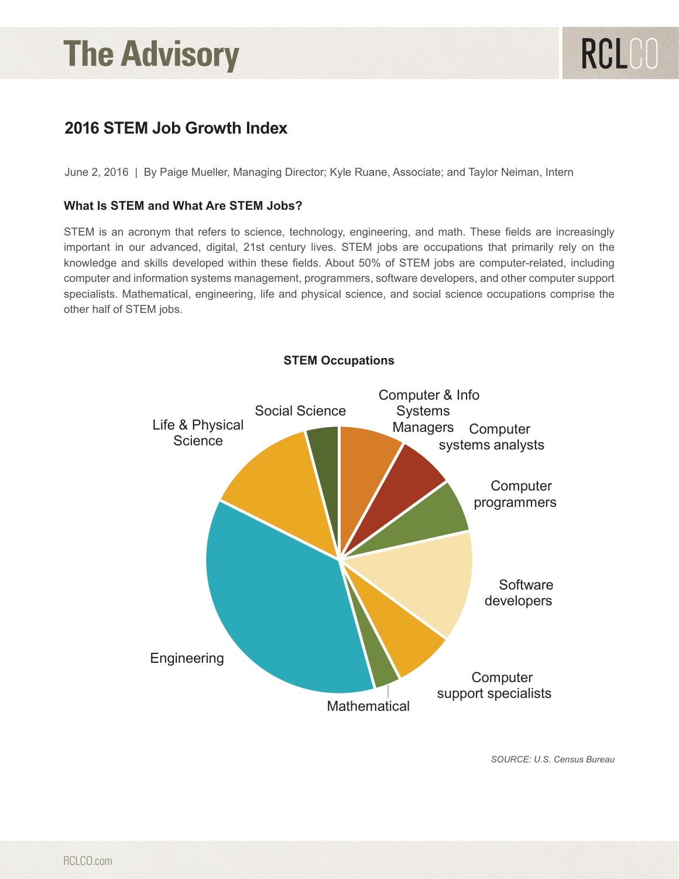# 2016 STEM Job Growth Index

June 2, 2016 | By Paige Mueller, Managing Director; Kyle Ruane, Associate; and Taylor Neiman, Intern

### What Is STEM and What Are STEM Jobs?

STEM is an acronym that refers to science, technology, engineering, and math. These fields are increasingly important in our advanced, digital, 21st century lives. STEM jobs are occupations that primarily rely on the knowledge and skills developed within these fields. About 50% of STEM jobs are computer-related, including computer and information systems management, programmers, software developers, and other computer support specialists. Mathematical, engineering, life and physical science, and social science occupations comprise the other half of STEM jobs.

**STEM Occupations**

Computer & Info Systems Managers
Computer systems analysts
Computer programmers
Software developers
Computer support specialists
Mathematical
Engineering
Life & Physical Science
Social Science

*SOURCE: U.S. Census Bureau*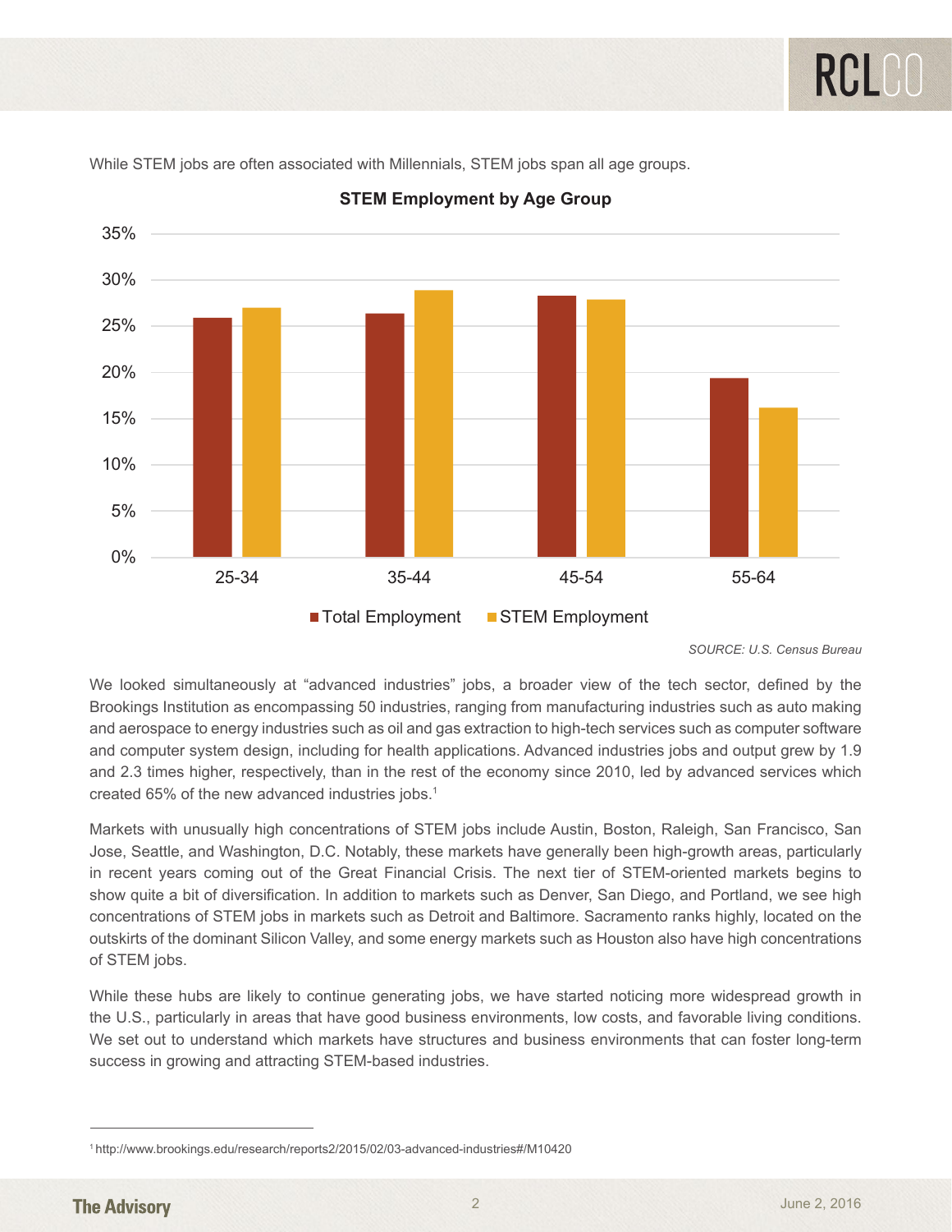While STEM jobs are often associated with Millennials, STEM jobs span all age groups.

**STEM Employment by Age Group**

*SOURCE: U.S. Census Bureau*

We looked simultaneously at “advanced industries” jobs, a broader view of the tech sector, defined by the Brookings Institution as encompassing 50 industries, ranging from manufacturing industries such as auto making and aerospace to energy industries such as oil and gas extraction to high-tech services such as computer software and computer system design, including for health applications. Advanced industries jobs and output grew by 1.9 and 2.3 times higher, respectively, than in the rest of the economy since 2010, led by advanced services which created 65% of the new advanced industries jobs.[1]

Markets with unusually high concentrations of STEM jobs include Austin, Boston, Raleigh, San Francisco, San Jose, Seattle, and Washington, D.C. Notably, these markets have generally been high-growth areas, particularly in recent years coming out of the Great Financial Crisis. The next tier of STEM-oriented markets begins to show quite a bit of diversification. In addition to markets such as Denver, San Diego, and Portland, we see high concentrations of STEM jobs in markets such as Detroit and Baltimore. Sacramento ranks highly, located on the outskirts of the dominant Silicon Valley, and some energy markets such as Houston also have high concentrations of STEM jobs.

While these hubs are likely to continue generating jobs, we have started noticing more widespread growth in the U.S., particularly in areas that have good business environments, low costs, and favorable living conditions. We set out to understand which markets have structures and business environments that can foster long-term success in growing and attracting STEM-based industries.

---

[1] http://www.brookings.edu/research/reports2/2015/02/03-advanced-industries#/M10420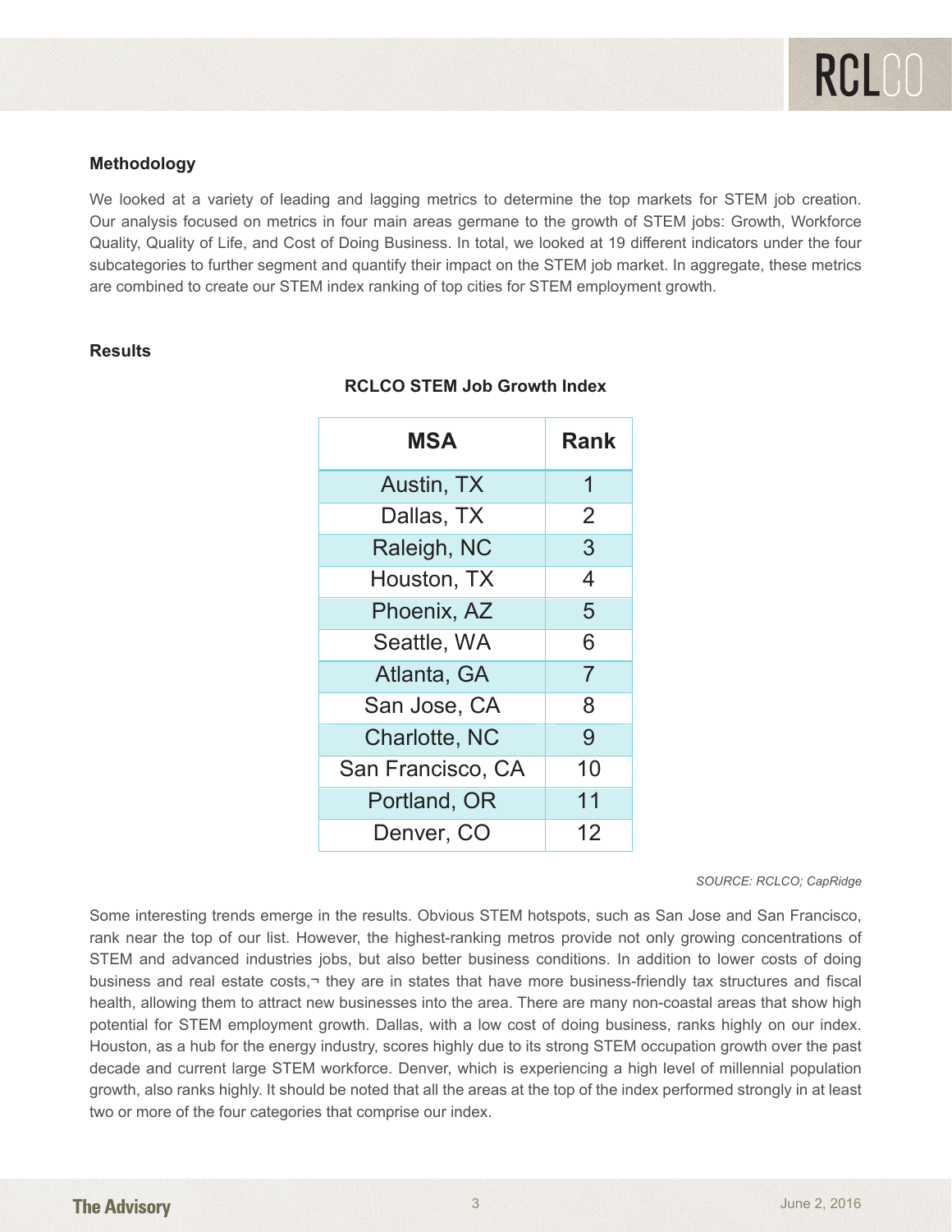## Methodology

We looked at a variety of leading and lagging metrics to determine the top markets for STEM job creation. Our analysis focused on metrics in four main areas germane to the growth of STEM jobs: Growth, Workforce Quality, Quality of Life, and Cost of Doing Business. In total, we looked at 19 different indicators under the four subcategories to further segment and quantify their impact on the STEM job market. In aggregate, these metrics are combined to create our STEM index ranking of top cities for STEM employment growth.

## Results

**RCLCO STEM Job Growth Index**

| MSA | Rank |
|---|---|
| Austin, TX | 1 |
| Dallas, TX | 2 |
| Raleigh, NC | 3 |
| Houston, TX | 4 |
| Phoenix, AZ | 5 |
| Seattle, WA | 6 |
| Atlanta, GA | 7 |
| San Jose, CA | 8 |
| Charlotte, NC | 9 |
| San Francisco, CA | 10 |
| Portland, OR | 11 |
| Denver, CO | 12 |

*SOURCE: RCLCO; CapRidge*

Some interesting trends emerge in the results. Obvious STEM hotspots, such as San Jose and San Francisco, rank near the top of our list. However, the highest-ranking metros provide not only growing concentrations of STEM and advanced industries jobs, but also better business conditions. In addition to lower costs of doing business and real estate costs,¬ they are in states that have more business-friendly tax structures and fiscal health, allowing them to attract new businesses into the area. There are many non-coastal areas that show high potential for STEM employment growth. Dallas, with a low cost of doing business, ranks highly on our index. Houston, as a hub for the energy industry, scores highly due to its strong STEM occupation growth over the past decade and current large STEM workforce. Denver, which is experiencing a high level of millennial population growth, also ranks highly. It should be noted that all the areas at the top of the index performed strongly in at least two or more of the four categories that comprise our index.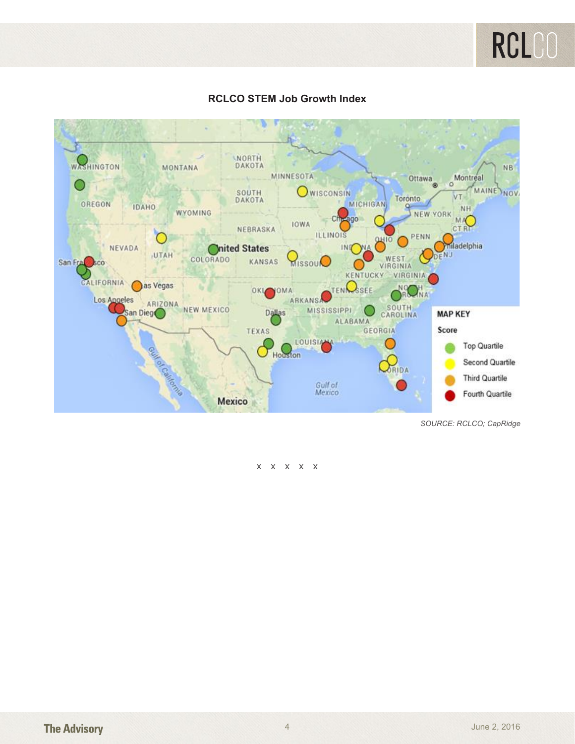**RCLCO STEM Job Growth Index**

MAP KEY

Score

- Top Quartile
- Second Quartile
- Third Quartile
- Fourth Quartile

*SOURCE: RCLCO; CapRidge*

x x x x x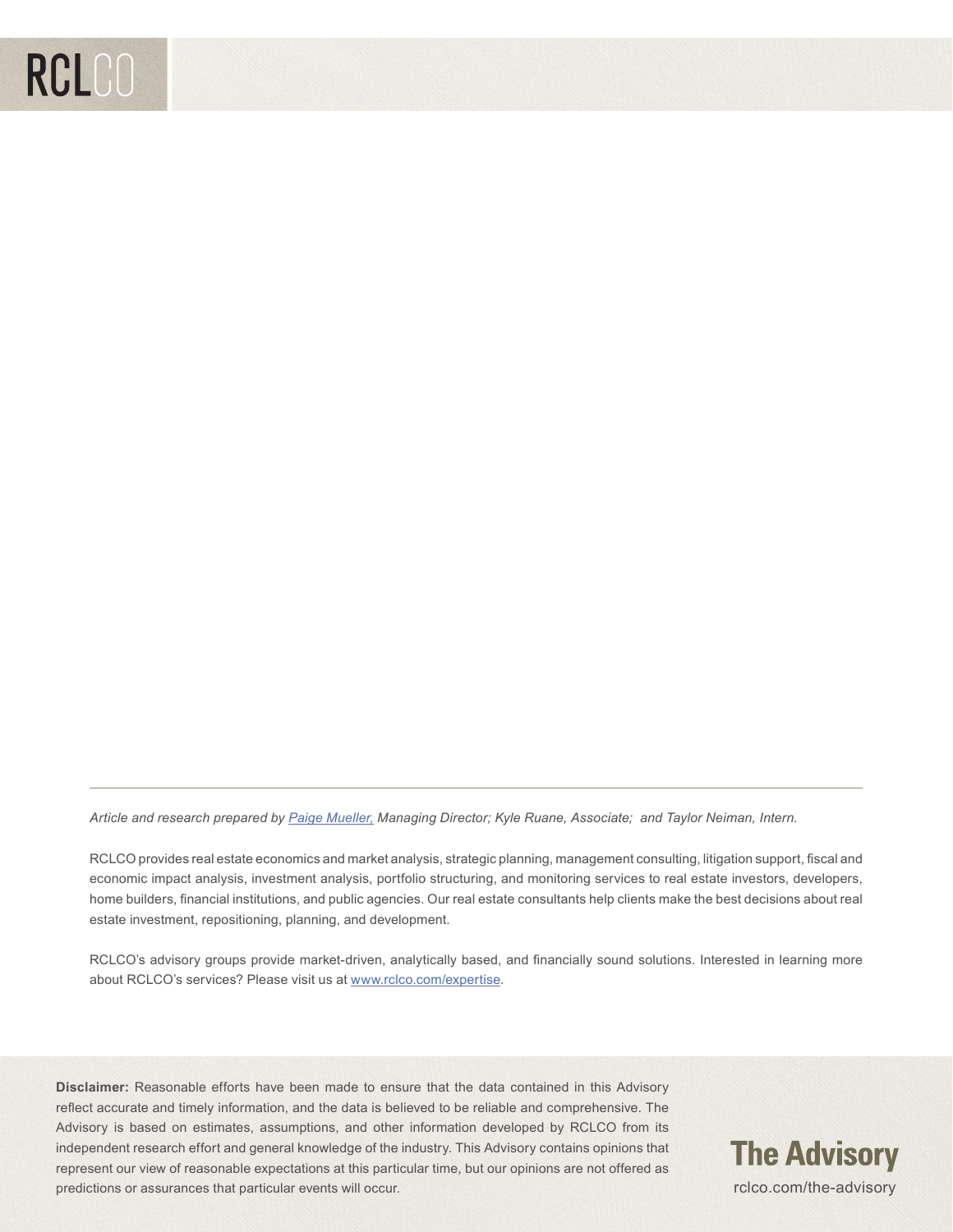*Article and research prepared by [Paige Mueller,](#) Managing Director; Kyle Ruane, Associate; and Taylor Neiman, Intern.*

RCLCO provides real estate economics and market analysis, strategic planning, management consulting, litigation support, fiscal and economic impact analysis, investment analysis, portfolio structuring, and monitoring services to real estate investors, developers, home builders, financial institutions, and public agencies. Our real estate consultants help clients make the best decisions about real estate investment, repositioning, planning, and development.

RCLCO's advisory groups provide market-driven, analytically based, and financially sound solutions. Interested in learning more about RCLCO's services? Please visit us at www.rclco.com/expertise.

**Disclaimer:** Reasonable efforts have been made to ensure that the data contained in this Advisory reflect accurate and timely information, and the data is believed to be reliable and comprehensive. The Advisory is based on estimates, assumptions, and other information developed by RCLCO from its independent research effort and general knowledge of the industry. This Advisory contains opinions that represent our view of reasonable expectations at this particular time, but our opinions are not offered as predictions or assurances that particular events will occur.

**The Advisory**

rclco.com/the-advisory